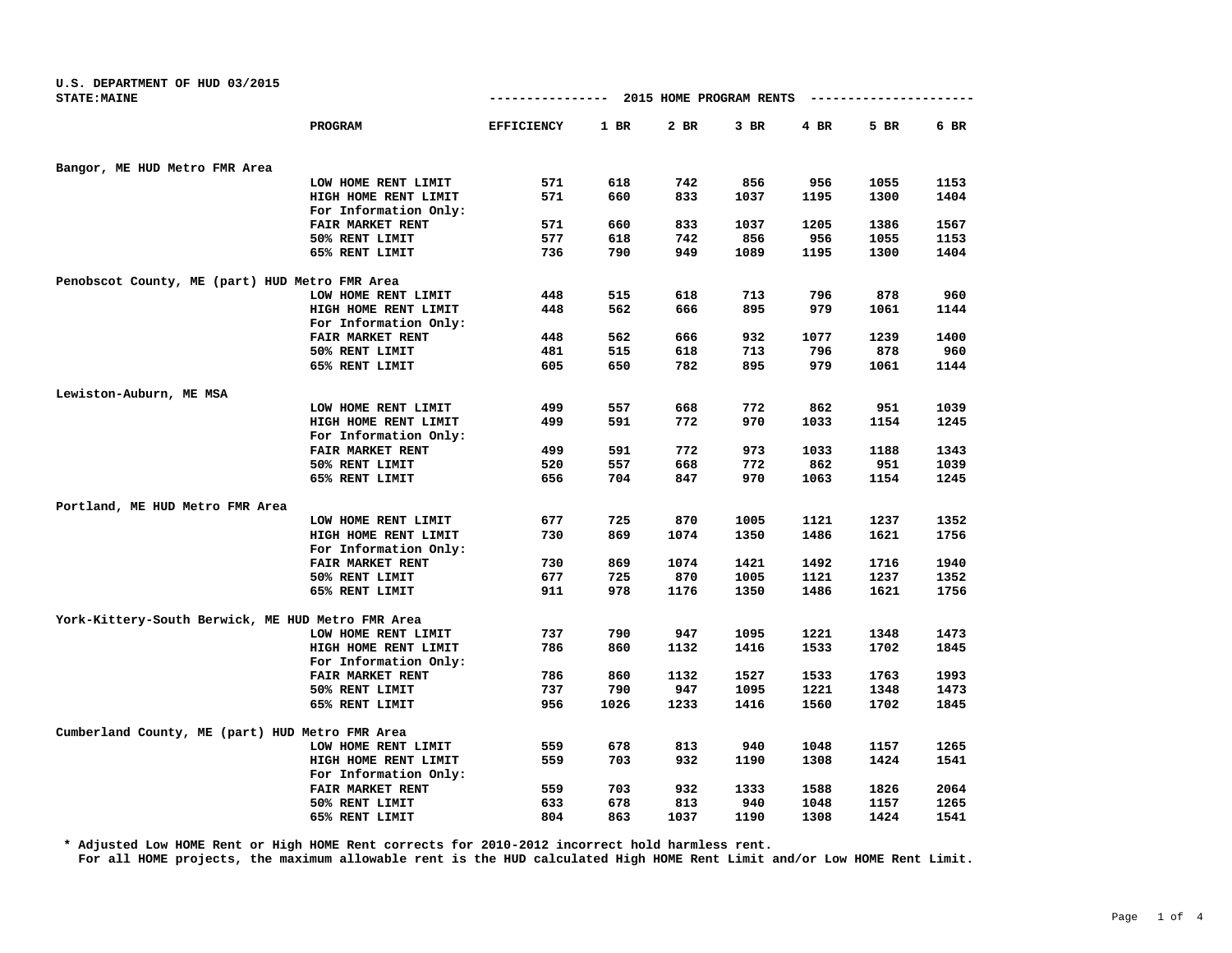U.S. DEPARTMENT OF HUD 03/2015
STATE:MAINE

## 2015 HOME PROGRAM RENTS

| | PROGRAM | EFFICIENCY | 1 BR | 2 BR | 3 BR | 4 BR | 5 BR | 6 BR |
|---|---|---|---|---|---|---|---|---|
| **Bangor, ME HUD Metro FMR Area** | | | | | | | | |
| | LOW HOME RENT LIMIT | 571 | 618 | 742 | 856 | 956 | 1055 | 1153 |
| | HIGH HOME RENT LIMIT | 571 | 660 | 833 | 1037 | 1195 | 1300 | 1404 |
| | For Information Only: | | | | | | | |
| | FAIR MARKET RENT | 571 | 660 | 833 | 1037 | 1205 | 1386 | 1567 |
| | 50% RENT LIMIT | 577 | 618 | 742 | 856 | 956 | 1055 | 1153 |
| | 65% RENT LIMIT | 736 | 790 | 949 | 1089 | 1195 | 1300 | 1404 |
| **Penobscot County, ME (part) HUD Metro FMR Area** | | | | | | | | |
| | LOW HOME RENT LIMIT | 448 | 515 | 618 | 713 | 796 | 878 | 960 |
| | HIGH HOME RENT LIMIT | 448 | 562 | 666 | 895 | 979 | 1061 | 1144 |
| | For Information Only: | | | | | | | |
| | FAIR MARKET RENT | 448 | 562 | 666 | 932 | 1077 | 1239 | 1400 |
| | 50% RENT LIMIT | 481 | 515 | 618 | 713 | 796 | 878 | 960 |
| | 65% RENT LIMIT | 605 | 650 | 782 | 895 | 979 | 1061 | 1144 |
| **Lewiston-Auburn, ME MSA** | | | | | | | | |
| | LOW HOME RENT LIMIT | 499 | 557 | 668 | 772 | 862 | 951 | 1039 |
| | HIGH HOME RENT LIMIT | 499 | 591 | 772 | 970 | 1033 | 1154 | 1245 |
| | For Information Only: | | | | | | | |
| | FAIR MARKET RENT | 499 | 591 | 772 | 973 | 1033 | 1188 | 1343 |
| | 50% RENT LIMIT | 520 | 557 | 668 | 772 | 862 | 951 | 1039 |
| | 65% RENT LIMIT | 656 | 704 | 847 | 970 | 1063 | 1154 | 1245 |
| **Portland, ME HUD Metro FMR Area** | | | | | | | | |
| | LOW HOME RENT LIMIT | 677 | 725 | 870 | 1005 | 1121 | 1237 | 1352 |
| | HIGH HOME RENT LIMIT | 730 | 869 | 1074 | 1350 | 1486 | 1621 | 1756 |
| | For Information Only: | | | | | | | |
| | FAIR MARKET RENT | 730 | 869 | 1074 | 1421 | 1492 | 1716 | 1940 |
| | 50% RENT LIMIT | 677 | 725 | 870 | 1005 | 1121 | 1237 | 1352 |
| | 65% RENT LIMIT | 911 | 978 | 1176 | 1350 | 1486 | 1621 | 1756 |
| **York-Kittery-South Berwick, ME HUD Metro FMR Area** | | | | | | | | |
| | LOW HOME RENT LIMIT | 737 | 790 | 947 | 1095 | 1221 | 1348 | 1473 |
| | HIGH HOME RENT LIMIT | 786 | 860 | 1132 | 1416 | 1533 | 1702 | 1845 |
| | For Information Only: | | | | | | | |
| | FAIR MARKET RENT | 786 | 860 | 1132 | 1527 | 1533 | 1763 | 1993 |
| | 50% RENT LIMIT | 737 | 790 | 947 | 1095 | 1221 | 1348 | 1473 |
| | 65% RENT LIMIT | 956 | 1026 | 1233 | 1416 | 1560 | 1702 | 1845 |
| **Cumberland County, ME (part) HUD Metro FMR Area** | | | | | | | | |
| | LOW HOME RENT LIMIT | 559 | 678 | 813 | 940 | 1048 | 1157 | 1265 |
| | HIGH HOME RENT LIMIT | 559 | 703 | 932 | 1190 | 1308 | 1424 | 1541 |
| | For Information Only: | | | | | | | |
| | FAIR MARKET RENT | 559 | 703 | 932 | 1333 | 1588 | 1826 | 2064 |
| | 50% RENT LIMIT | 633 | 678 | 813 | 940 | 1048 | 1157 | 1265 |
| | 65% RENT LIMIT | 804 | 863 | 1037 | 1190 | 1308 | 1424 | 1541 |

* Adjusted Low HOME Rent or High HOME Rent corrects for 2010-2012 incorrect hold harmless rent.
For all HOME projects, the maximum allowable rent is the HUD calculated High HOME Rent Limit and/or Low HOME Rent Limit.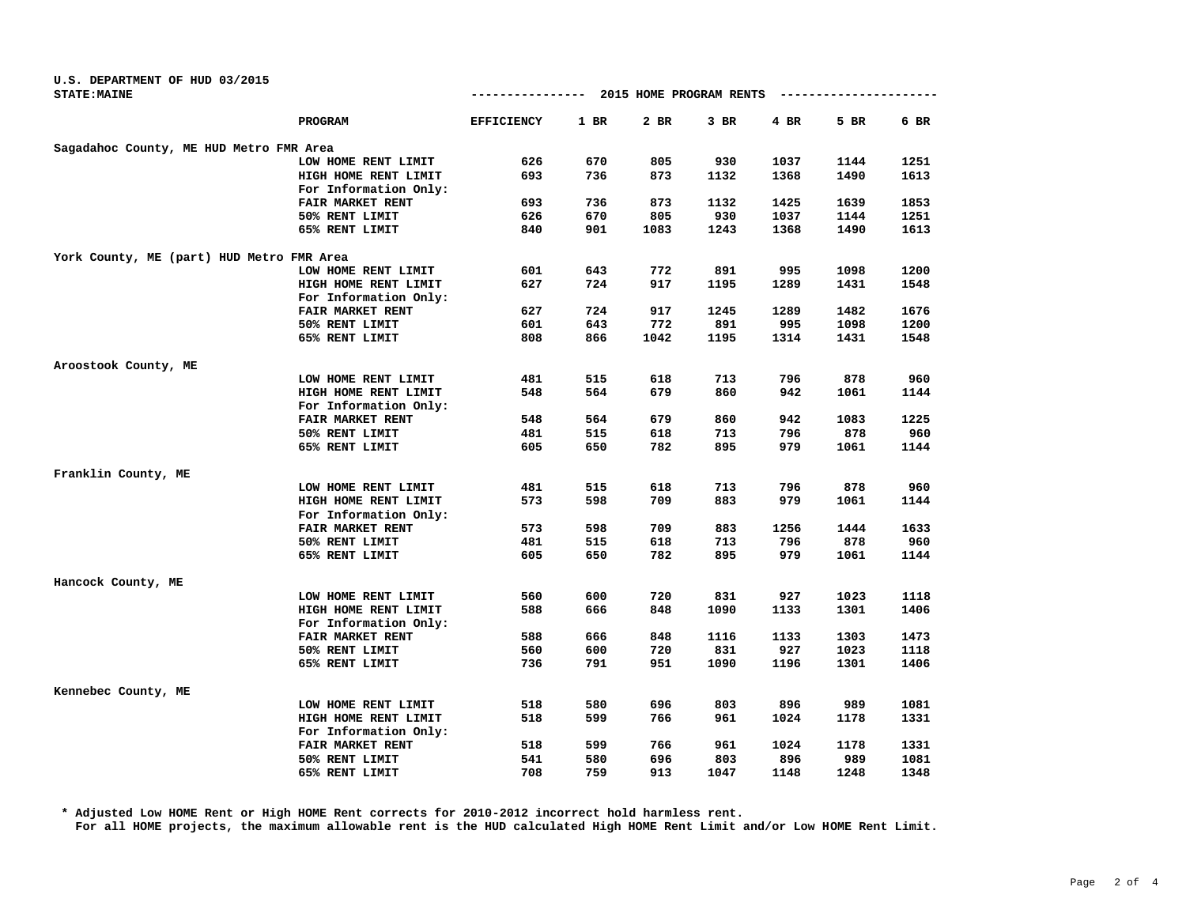U.S. DEPARTMENT OF HUD 03/2015
STATE:MAINE

2015 HOME PROGRAM RENTS

| | PROGRAM | EFFICIENCY | 1 BR | 2 BR | 3 BR | 4 BR | 5 BR | 6 BR |
|---|---|---|---|---|---|---|---|---|
| **Sagadahoc County, ME HUD Metro FMR Area** | | | | | | | | |
| | LOW HOME RENT LIMIT | 626 | 670 | 805 | 930 | 1037 | 1144 | 1251 |
| | HIGH HOME RENT LIMIT | 693 | 736 | 873 | 1132 | 1368 | 1490 | 1613 |
| | For Information Only: | | | | | | | |
| | FAIR MARKET RENT | 693 | 736 | 873 | 1132 | 1425 | 1639 | 1853 |
| | 50% RENT LIMIT | 626 | 670 | 805 | 930 | 1037 | 1144 | 1251 |
| | 65% RENT LIMIT | 840 | 901 | 1083 | 1243 | 1368 | 1490 | 1613 |
| **York County, ME (part) HUD Metro FMR Area** | | | | | | | | |
| | LOW HOME RENT LIMIT | 601 | 643 | 772 | 891 | 995 | 1098 | 1200 |
| | HIGH HOME RENT LIMIT | 627 | 724 | 917 | 1195 | 1289 | 1431 | 1548 |
| | For Information Only: | | | | | | | |
| | FAIR MARKET RENT | 627 | 724 | 917 | 1245 | 1289 | 1482 | 1676 |
| | 50% RENT LIMIT | 601 | 643 | 772 | 891 | 995 | 1098 | 1200 |
| | 65% RENT LIMIT | 808 | 866 | 1042 | 1195 | 1314 | 1431 | 1548 |
| **Aroostook County, ME** | | | | | | | | |
| | LOW HOME RENT LIMIT | 481 | 515 | 618 | 713 | 796 | 878 | 960 |
| | HIGH HOME RENT LIMIT | 548 | 564 | 679 | 860 | 942 | 1061 | 1144 |
| | For Information Only: | | | | | | | |
| | FAIR MARKET RENT | 548 | 564 | 679 | 860 | 942 | 1083 | 1225 |
| | 50% RENT LIMIT | 481 | 515 | 618 | 713 | 796 | 878 | 960 |
| | 65% RENT LIMIT | 605 | 650 | 782 | 895 | 979 | 1061 | 1144 |
| **Franklin County, ME** | | | | | | | | |
| | LOW HOME RENT LIMIT | 481 | 515 | 618 | 713 | 796 | 878 | 960 |
| | HIGH HOME RENT LIMIT | 573 | 598 | 709 | 883 | 979 | 1061 | 1144 |
| | For Information Only: | | | | | | | |
| | FAIR MARKET RENT | 573 | 598 | 709 | 883 | 1256 | 1444 | 1633 |
| | 50% RENT LIMIT | 481 | 515 | 618 | 713 | 796 | 878 | 960 |
| | 65% RENT LIMIT | 605 | 650 | 782 | 895 | 979 | 1061 | 1144 |
| **Hancock County, ME** | | | | | | | | |
| | LOW HOME RENT LIMIT | 560 | 600 | 720 | 831 | 927 | 1023 | 1118 |
| | HIGH HOME RENT LIMIT | 588 | 666 | 848 | 1090 | 1133 | 1301 | 1406 |
| | For Information Only: | | | | | | | |
| | FAIR MARKET RENT | 588 | 666 | 848 | 1116 | 1133 | 1303 | 1473 |
| | 50% RENT LIMIT | 560 | 600 | 720 | 831 | 927 | 1023 | 1118 |
| | 65% RENT LIMIT | 736 | 791 | 951 | 1090 | 1196 | 1301 | 1406 |
| **Kennebec County, ME** | | | | | | | | |
| | LOW HOME RENT LIMIT | 518 | 580 | 696 | 803 | 896 | 989 | 1081 |
| | HIGH HOME RENT LIMIT | 518 | 599 | 766 | 961 | 1024 | 1178 | 1331 |
| | For Information Only: | | | | | | | |
| | FAIR MARKET RENT | 518 | 599 | 766 | 961 | 1024 | 1178 | 1331 |
| | 50% RENT LIMIT | 541 | 580 | 696 | 803 | 896 | 989 | 1081 |
| | 65% RENT LIMIT | 708 | 759 | 913 | 1047 | 1148 | 1248 | 1348 |

\* Adjusted Low HOME Rent or High HOME Rent corrects for 2010-2012 incorrect hold harmless rent.
For all HOME projects, the maximum allowable rent is the HUD calculated High HOME Rent Limit and/or Low HOME Rent Limit.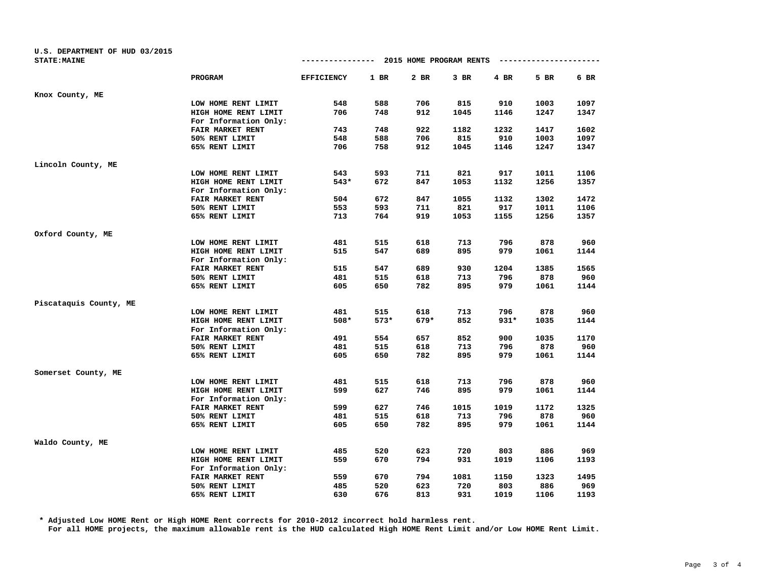U.S. DEPARTMENT OF HUD 03/2015
STATE:MAINE

---------------- 2015 HOME PROGRAM RENTS ---------------------

| | PROGRAM | EFFICIENCY | 1 BR | 2 BR | 3 BR | 4 BR | 5 BR | 6 BR |
|---|---|---|---|---|---|---|---|---|
| Knox County, ME | | | | | | | | |
| | LOW HOME RENT LIMIT | 548 | 588 | 706 | 815 | 910 | 1003 | 1097 |
| | HIGH HOME RENT LIMIT | 706 | 748 | 912 | 1045 | 1146 | 1247 | 1347 |
| | For Information Only: | | | | | | | |
| | FAIR MARKET RENT | 743 | 748 | 922 | 1182 | 1232 | 1417 | 1602 |
| | 50% RENT LIMIT | 548 | 588 | 706 | 815 | 910 | 1003 | 1097 |
| | 65% RENT LIMIT | 706 | 758 | 912 | 1045 | 1146 | 1247 | 1347 |
| Lincoln County, ME | | | | | | | | |
| | LOW HOME RENT LIMIT | 543 | 593 | 711 | 821 | 917 | 1011 | 1106 |
| | HIGH HOME RENT LIMIT | 543* | 672 | 847 | 1053 | 1132 | 1256 | 1357 |
| | For Information Only: | | | | | | | |
| | FAIR MARKET RENT | 504 | 672 | 847 | 1055 | 1132 | 1302 | 1472 |
| | 50% RENT LIMIT | 553 | 593 | 711 | 821 | 917 | 1011 | 1106 |
| | 65% RENT LIMIT | 713 | 764 | 919 | 1053 | 1155 | 1256 | 1357 |
| Oxford County, ME | | | | | | | | |
| | LOW HOME RENT LIMIT | 481 | 515 | 618 | 713 | 796 | 878 | 960 |
| | HIGH HOME RENT LIMIT | 515 | 547 | 689 | 895 | 979 | 1061 | 1144 |
| | For Information Only: | | | | | | | |
| | FAIR MARKET RENT | 515 | 547 | 689 | 930 | 1204 | 1385 | 1565 |
| | 50% RENT LIMIT | 481 | 515 | 618 | 713 | 796 | 878 | 960 |
| | 65% RENT LIMIT | 605 | 650 | 782 | 895 | 979 | 1061 | 1144 |
| Piscataquis County, ME | | | | | | | | |
| | LOW HOME RENT LIMIT | 481 | 515 | 618 | 713 | 796 | 878 | 960 |
| | HIGH HOME RENT LIMIT | 508* | 573* | 679* | 852 | 931* | 1035 | 1144 |
| | For Information Only: | | | | | | | |
| | FAIR MARKET RENT | 491 | 554 | 657 | 852 | 900 | 1035 | 1170 |
| | 50% RENT LIMIT | 481 | 515 | 618 | 713 | 796 | 878 | 960 |
| | 65% RENT LIMIT | 605 | 650 | 782 | 895 | 979 | 1061 | 1144 |
| Somerset County, ME | | | | | | | | |
| | LOW HOME RENT LIMIT | 481 | 515 | 618 | 713 | 796 | 878 | 960 |
| | HIGH HOME RENT LIMIT | 599 | 627 | 746 | 895 | 979 | 1061 | 1144 |
| | For Information Only: | | | | | | | |
| | FAIR MARKET RENT | 599 | 627 | 746 | 1015 | 1019 | 1172 | 1325 |
| | 50% RENT LIMIT | 481 | 515 | 618 | 713 | 796 | 878 | 960 |
| | 65% RENT LIMIT | 605 | 650 | 782 | 895 | 979 | 1061 | 1144 |
| Waldo County, ME | | | | | | | | |
| | LOW HOME RENT LIMIT | 485 | 520 | 623 | 720 | 803 | 886 | 969 |
| | HIGH HOME RENT LIMIT | 559 | 670 | 794 | 931 | 1019 | 1106 | 1193 |
| | For Information Only: | | | | | | | |
| | FAIR MARKET RENT | 559 | 670 | 794 | 1081 | 1150 | 1323 | 1495 |
| | 50% RENT LIMIT | 485 | 520 | 623 | 720 | 803 | 886 | 969 |
| | 65% RENT LIMIT | 630 | 676 | 813 | 931 | 1019 | 1106 | 1193 |

* Adjusted Low HOME Rent or High HOME Rent corrects for 2010-2012 incorrect hold harmless rent.
For all HOME projects, the maximum allowable rent is the HUD calculated High HOME Rent Limit and/or Low HOME Rent Limit.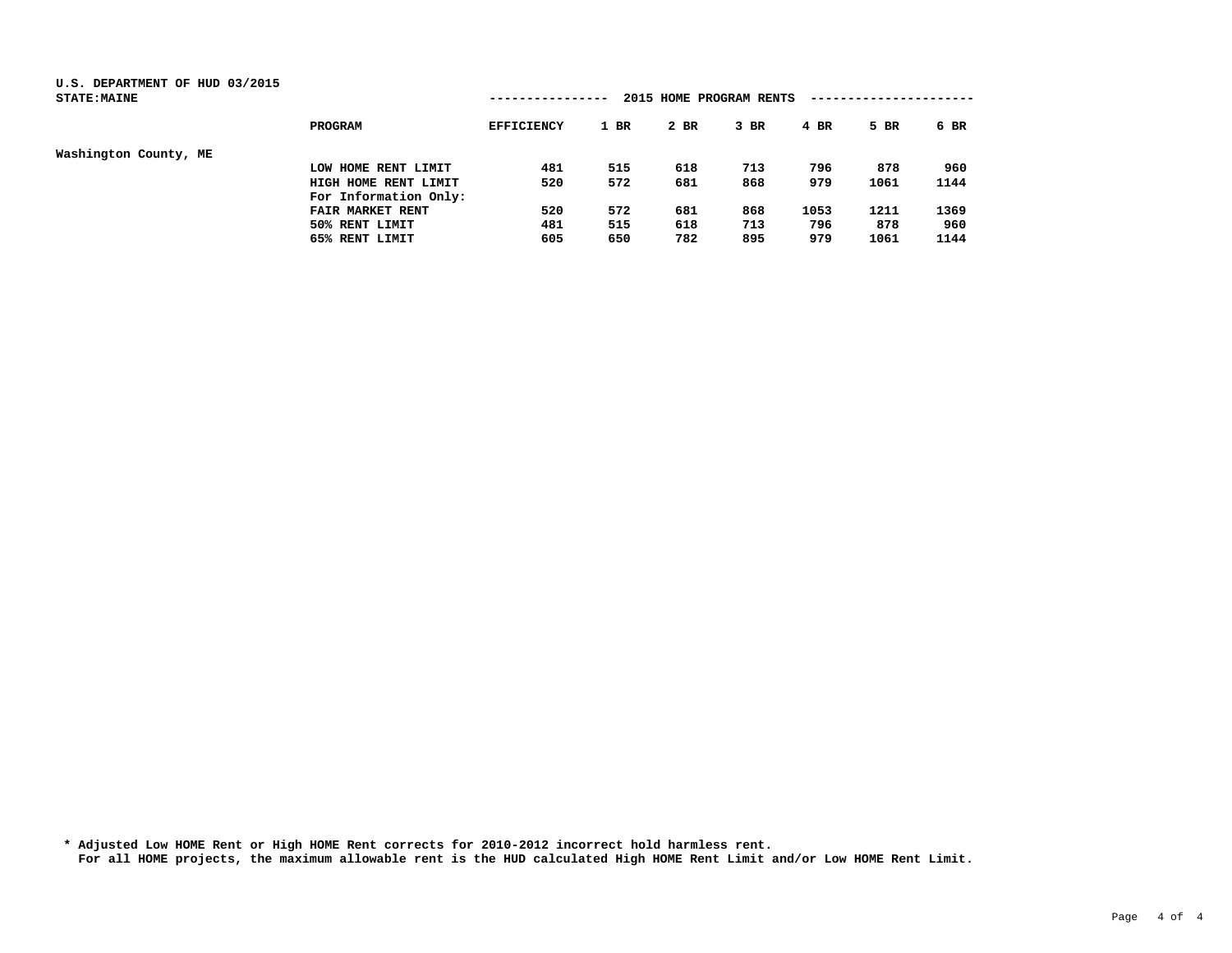U.S. DEPARTMENT OF HUD 03/2015
STATE:MAINE

## 2015 HOME PROGRAM RENTS

| | PROGRAM | EFFICIENCY | 1 BR | 2 BR | 3 BR | 4 BR | 5 BR | 6 BR |
|---|---|---|---|---|---|---|---|---|
| Washington County, ME | | | | | | | | |
| | LOW HOME RENT LIMIT | 481 | 515 | 618 | 713 | 796 | 878 | 960 |
| | HIGH HOME RENT LIMIT | 520 | 572 | 681 | 868 | 979 | 1061 | 1144 |
| | For Information Only: | | | | | | | |
| | FAIR MARKET RENT | 520 | 572 | 681 | 868 | 1053 | 1211 | 1369 |
| | 50% RENT LIMIT | 481 | 515 | 618 | 713 | 796 | 878 | 960 |
| | 65% RENT LIMIT | 605 | 650 | 782 | 895 | 979 | 1061 | 1144 |

* Adjusted Low HOME Rent or High HOME Rent corrects for 2010-2012 incorrect hold harmless rent.
For all HOME projects, the maximum allowable rent is the HUD calculated High HOME Rent Limit and/or Low HOME Rent Limit.